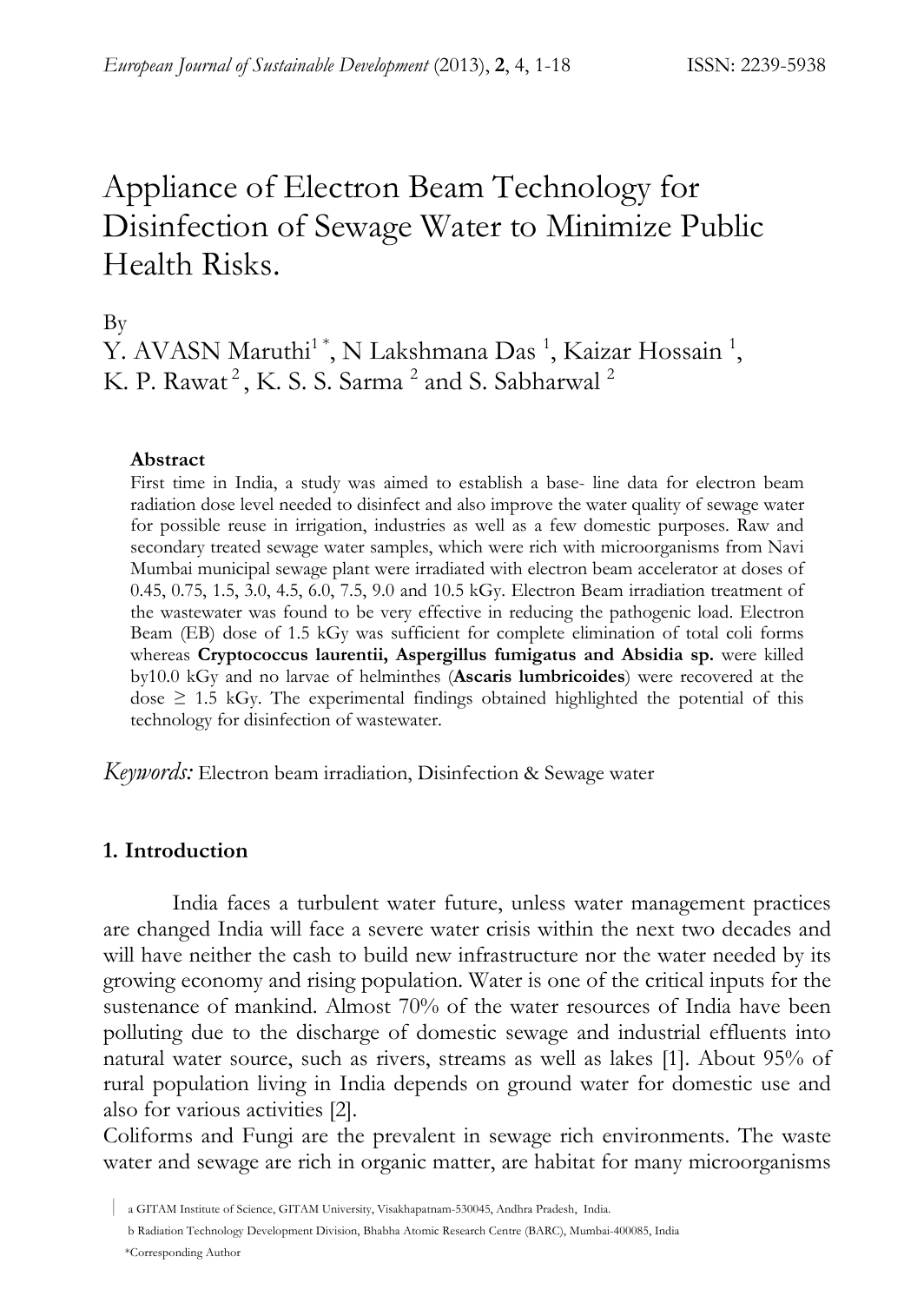# Appliance of Electron Beam Technology for Disinfection of Sewage Water to Minimize Public Health Risks.

By

Y. AVASN Maruthi[1 *], N Lakshmana Das [1], Kaizar Hossain [1], K. P. Rawat [2], K. S. S. Sarma [2] and S. Sabharwal [2]

**Abstract**

First time in India, a study was aimed to establish a base- line data for electron beam radiation dose level needed to disinfect and also improve the water quality of sewage water for possible reuse in irrigation, industries as well as a few domestic purposes. Raw and secondary treated sewage water samples, which were rich with microorganisms from Navi Mumbai municipal sewage plant were irradiated with electron beam accelerator at doses of 0.45, 0.75, 1.5, 3.0, 4.5, 6.0, 7.5, 9.0 and 10.5 kGy. Electron Beam irradiation treatment of the wastewater was found to be very effective in reducing the pathogenic load. Electron Beam (EB) dose of 1.5 kGy was sufficient for complete elimination of total coli forms whereas **Cryptococcus laurentii, Aspergillus fumigatus and Absidia sp.** were killed by10.0 kGy and no larvae of helminthes (**Ascaris lumbricoides**) were recovered at the dose ≥ 1.5 kGy. The experimental findings obtained highlighted the potential of this technology for disinfection of wastewater.

*Keywords:* Electron beam irradiation, Disinfection & Sewage water

## 1. Introduction

India faces a turbulent water future, unless water management practices are changed India will face a severe water crisis within the next two decades and will have neither the cash to build new infrastructure nor the water needed by its growing economy and rising population. Water is one of the critical inputs for the sustenance of mankind. Almost 70% of the water resources of India have been polluting due to the discharge of domestic sewage and industrial effluents into natural water source, such as rivers, streams as well as lakes [1]. About 95% of rural population living in India depends on ground water for domestic use and also for various activities [2].

Coliforms and Fungi are the prevalent in sewage rich environments. The waste water and sewage are rich in organic matter, are habitat for many microorganisms

a GITAM Institute of Science, GITAM University, Visakhapatnam-530045, Andhra Pradesh, India.

b Radiation Technology Development Division, Bhabha Atomic Research Centre (BARC), Mumbai-400085, India

*Corresponding Author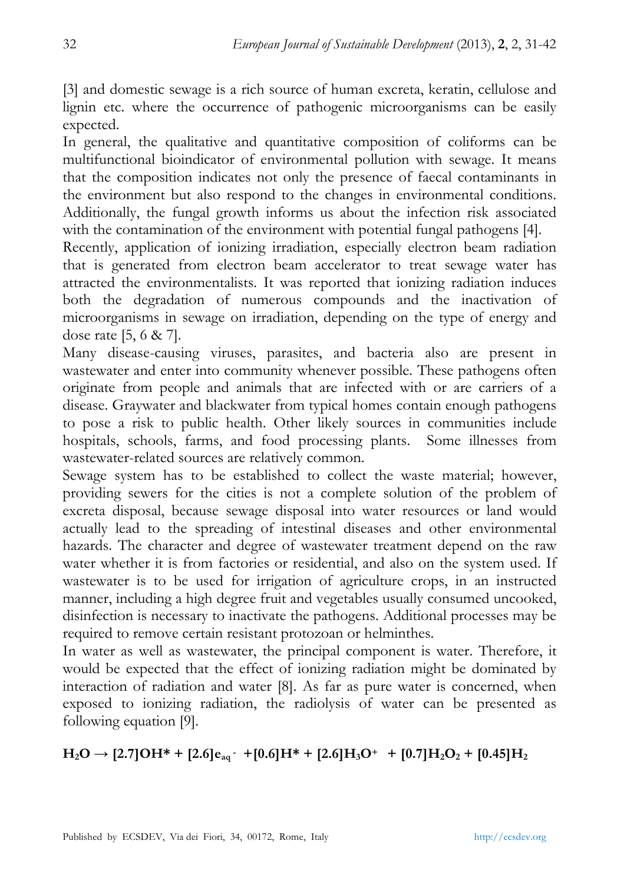[3] and domestic sewage is a rich source of human excreta, keratin, cellulose and lignin etc. where the occurrence of pathogenic microorganisms can be easily expected.

In general, the qualitative and quantitative composition of coliforms can be multifunctional bioindicator of environmental pollution with sewage. It means that the composition indicates not only the presence of faecal contaminants in the environment but also respond to the changes in environmental conditions. Additionally, the fungal growth informs us about the infection risk associated with the contamination of the environment with potential fungal pathogens [4].

Recently, application of ionizing irradiation, especially electron beam radiation that is generated from electron beam accelerator to treat sewage water has attracted the environmentalists. It was reported that ionizing radiation induces both the degradation of numerous compounds and the inactivation of microorganisms in sewage on irradiation, depending on the type of energy and dose rate [5, 6 & 7].

Many disease-causing viruses, parasites, and bacteria also are present in wastewater and enter into community whenever possible. These pathogens often originate from people and animals that are infected with or are carriers of a disease. Graywater and blackwater from typical homes contain enough pathogens to pose a risk to public health. Other likely sources in communities include hospitals, schools, farms, and food processing plants. Some illnesses from wastewater-related sources are relatively common.

Sewage system has to be established to collect the waste material; however, providing sewers for the cities is not a complete solution of the problem of excreta disposal, because sewage disposal into water resources or land would actually lead to the spreading of intestinal diseases and other environmental hazards. The character and degree of wastewater treatment depend on the raw water whether it is from factories or residential, and also on the system used. If wastewater is to be used for irrigation of agriculture crops, in an instructed manner, including a high degree fruit and vegetables usually consumed uncooked, disinfection is necessary to inactivate the pathogens. Additional processes may be required to remove certain resistant protozoan or helminthes.

In water as well as wastewater, the principal component is water. Therefore, it would be expected that the effect of ionizing radiation might be dominated by interaction of radiation and water [8]. As far as pure water is concerned, when exposed to ionizing radiation, the radiolysis of water can be presented as following equation [9].

$$\mathbf{H_2O \rightarrow [2.7]OH^* + [2.6]e_{aq}^- + [0.6]H^* + [2.6]H_3O^+ + [0.7]H_2O_2 + [0.45]H_2}$$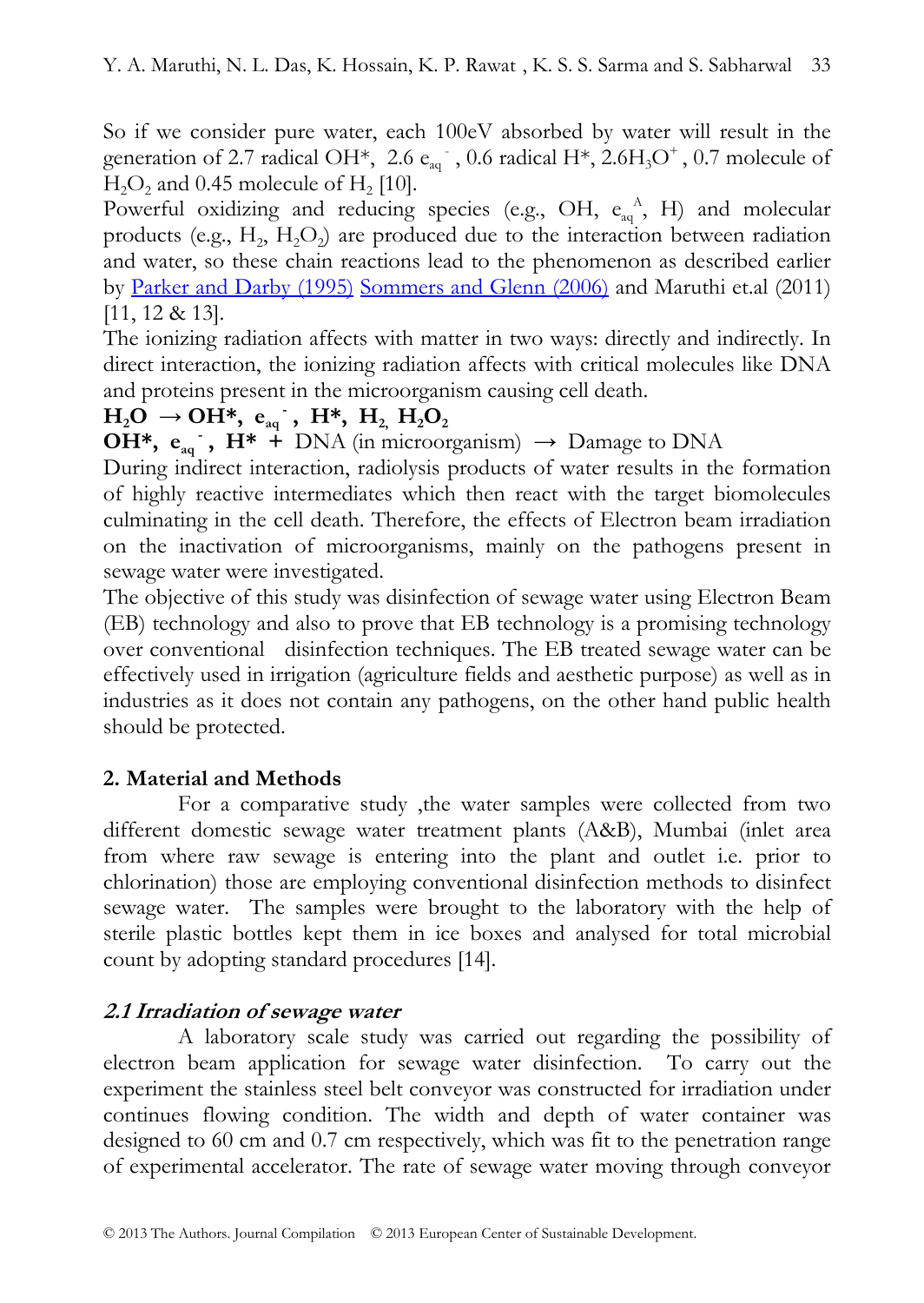So if we consider pure water, each 100eV absorbed by water will result in the generation of 2.7 radical OH*, 2.6 $e_{aq}^{-}$, 0.6 radical H*, 2.6$H_3O^+$, 0.7 molecule of $H_2O_2$ and 0.45 molecule of $H_2$ [10].

Powerful oxidizing and reducing species (e.g., OH, $e_{aq}^{A}$, H) and molecular products (e.g., $H_2$, $H_2O_2$) are produced due to the interaction between radiation and water, so these chain reactions lead to the phenomenon as described earlier by Parker and Darby (1995) Sommers and Glenn (2006) and Maruthi et.al (2011) [11, 12 & 13].

The ionizing radiation affects with matter in two ways: directly and indirectly. In direct interaction, the ionizing radiation affects with critical molecules like DNA and proteins present in the microorganism causing cell death.

**$H_2O \rightarrow$ OH*, $e_{aq}^{-}$, H*, $H_2$, $H_2O_2$**

**OH*, $e_{aq}^{-}$, H* +** DNA (in microorganism) $\rightarrow$ Damage to DNA

During indirect interaction, radiolysis products of water results in the formation of highly reactive intermediates which then react with the target biomolecules culminating in the cell death. Therefore, the effects of Electron beam irradiation on the inactivation of microorganisms, mainly on the pathogens present in sewage water were investigated.

The objective of this study was disinfection of sewage water using Electron Beam (EB) technology and also to prove that EB technology is a promising technology over conventional disinfection techniques. The EB treated sewage water can be effectively used in irrigation (agriculture fields and aesthetic purpose) as well as in industries as it does not contain any pathogens, on the other hand public health should be protected.

## 2. Material and Methods

For a comparative study ,the water samples were collected from two different domestic sewage water treatment plants (A&B), Mumbai (inlet area from where raw sewage is entering into the plant and outlet i.e. prior to chlorination) those are employing conventional disinfection methods to disinfect sewage water. The samples were brought to the laboratory with the help of sterile plastic bottles kept them in ice boxes and analysed for total microbial count by adopting standard procedures [14].

### *2.1 Irradiation of sewage water*

A laboratory scale study was carried out regarding the possibility of electron beam application for sewage water disinfection. To carry out the experiment the stainless steel belt conveyor was constructed for irradiation under continues flowing condition. The width and depth of water container was designed to 60 cm and 0.7 cm respectively, which was fit to the penetration range of experimental accelerator. The rate of sewage water moving through conveyor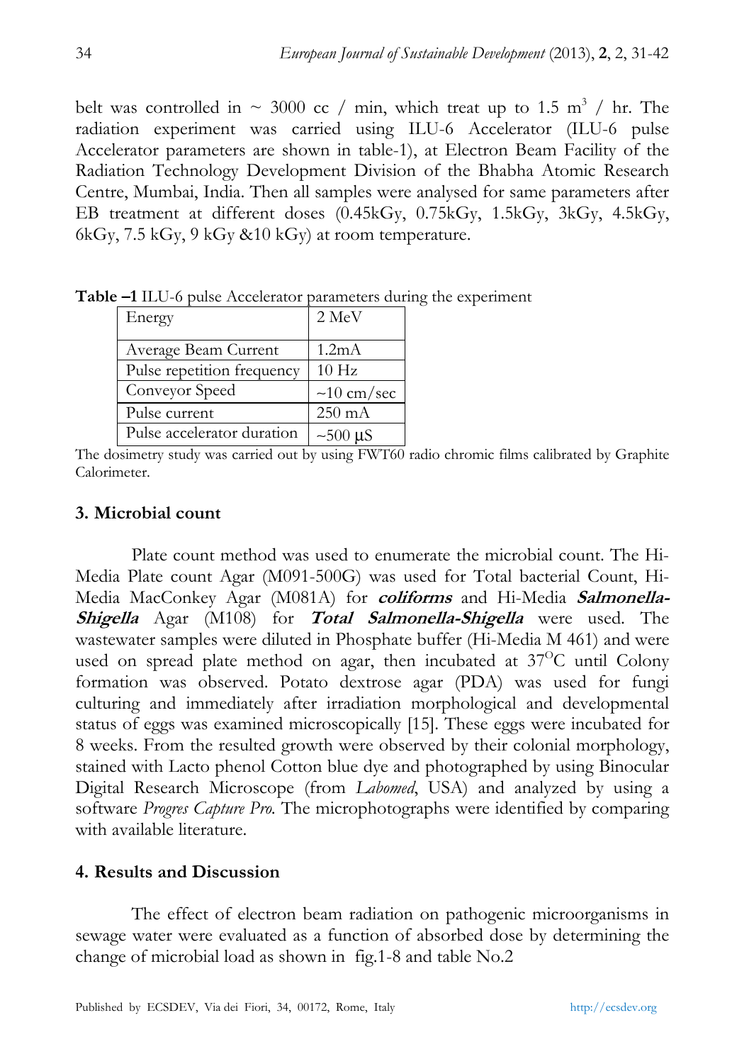belt was controlled in ~ 3000 cc / min, which treat up to 1.5 $m^3$ / hr. The radiation experiment was carried using ILU-6 Accelerator (ILU-6 pulse Accelerator parameters are shown in table-1), at Electron Beam Facility of the Radiation Technology Development Division of the Bhabha Atomic Research Centre, Mumbai, India. Then all samples were analysed for same parameters after EB treatment at different doses (0.45kGy, 0.75kGy, 1.5kGy, 3kGy, 4.5kGy, 6kGy, 7.5 kGy, 9 kGy &10 kGy) at room temperature.

**Table –1** ILU-6 pulse Accelerator parameters during the experiment

| Energy | 2 MeV |
|---|---|
| Average Beam Current | 1.2mA |
| Pulse repetition frequency | 10 Hz |
| Conveyor Speed | ~10 cm/sec |
| Pulse current | 250 mA |
| Pulse accelerator duration | ~500 μS |

The dosimetry study was carried out by using FWT60 radio chromic films calibrated by Graphite Calorimeter.

### 3. Microbial count

Plate count method was used to enumerate the microbial count. The Hi-Media Plate count Agar (M091-500G) was used for Total bacterial Count, Hi-Media MacConkey Agar (M081A) for ***coliforms*** and Hi-Media ***Salmonella-Shigella*** Agar (M108) for ***Total Salmonella-Shigella*** were used. The wastewater samples were diluted in Phosphate buffer (Hi-Media M 461) and were used on spread plate method on agar, then incubated at $37^{O}$C until Colony formation was observed. Potato dextrose agar (PDA) was used for fungi culturing and immediately after irradiation morphological and developmental status of eggs was examined microscopically [15]. These eggs were incubated for 8 weeks. From the resulted growth were observed by their colonial morphology, stained with Lacto phenol Cotton blue dye and photographed by using Binocular Digital Research Microscope (from *Labomed*, USA) and analyzed by using a software *Progres Capture Pro.* The microphotographs were identified by comparing with available literature.

### 4. Results and Discussion

The effect of electron beam radiation on pathogenic microorganisms in sewage water were evaluated as a function of absorbed dose by determining the change of microbial load as shown in fig.1-8 and table No.2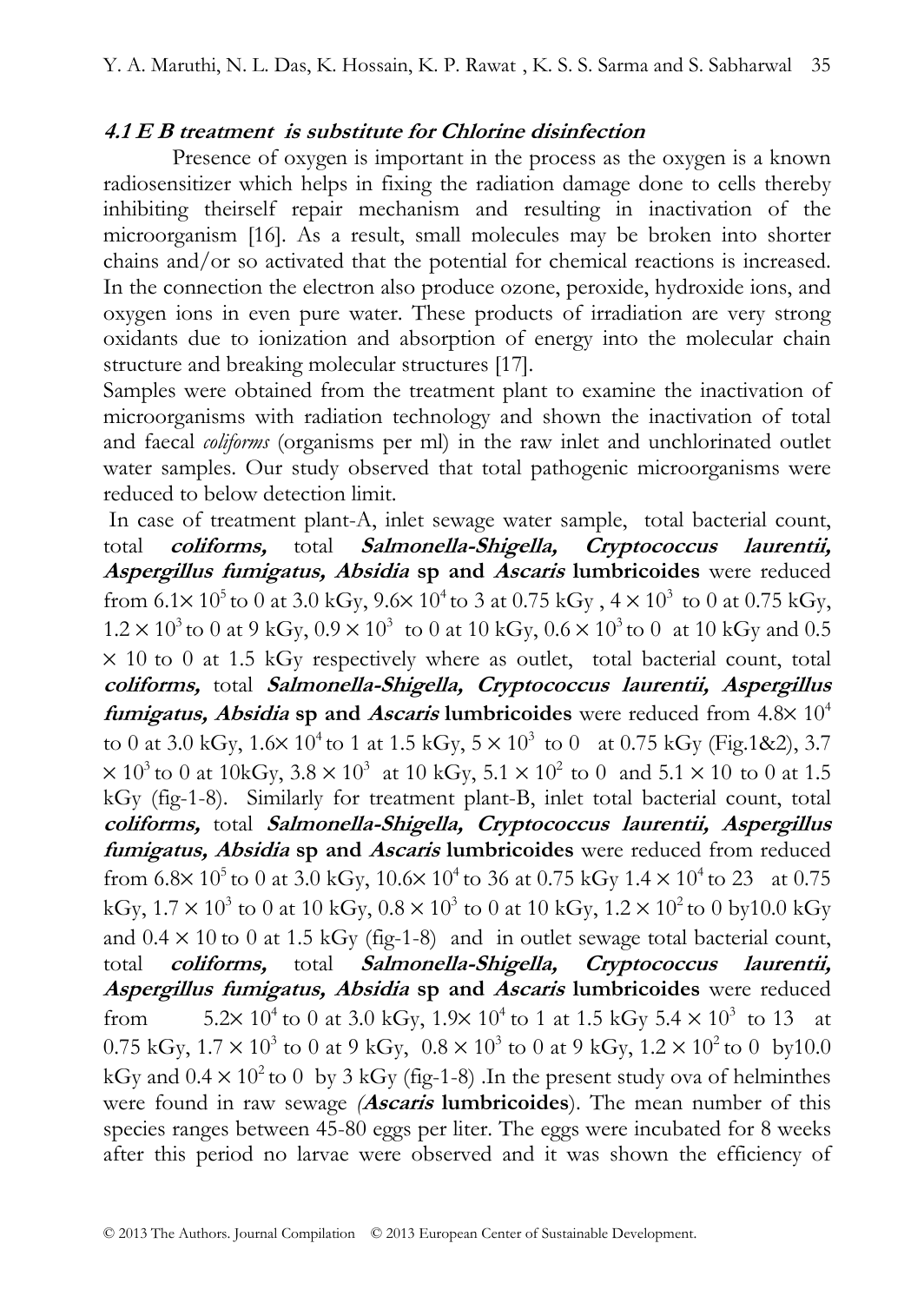### *4.1 E B treatment is substitute for Chlorine disinfection*

Presence of oxygen is important in the process as the oxygen is a known radiosensitizer which helps in fixing the radiation damage done to cells thereby inhibiting theirself repair mechanism and resulting in inactivation of the microorganism [16]. As a result, small molecules may be broken into shorter chains and/or so activated that the potential for chemical reactions is increased. In the connection the electron also produce ozone, peroxide, hydroxide ions, and oxygen ions in even pure water. These products of irradiation are very strong oxidants due to ionization and absorption of energy into the molecular chain structure and breaking molecular structures [17].

Samples were obtained from the treatment plant to examine the inactivation of microorganisms with radiation technology and shown the inactivation of total and faecal *coliforms* (organisms per ml) in the raw inlet and unchlorinated outlet water samples. Our study observed that total pathogenic microorganisms were reduced to below detection limit.

In case of treatment plant-A, inlet sewage water sample, total bacterial count, total ***coliforms,*** total ***Salmonella-Shigella, Cryptococcus laurentii, Aspergillus fumigatus, Absidia* sp and *Ascaris* lumbricoides** were reduced from $6.1\times 10^5$ to 0 at 3.0 kGy, $9.6\times 10^4$ to 3 at 0.75 kGy , $4\times 10^3$ to 0 at 0.75 kGy, $1.2\times 10^3$ to 0 at 9 kGy, $0.9\times 10^3$ to 0 at 10 kGy, $0.6\times 10^3$ to 0 at 10 kGy and 0.5 $\times$ 10 to 0 at 1.5 kGy respectively where as outlet, total bacterial count, total ***coliforms,*** total ***Salmonella-Shigella, Cryptococcus laurentii, Aspergillus fumigatus, Absidia* sp and *Ascaris* lumbricoides** were reduced from $4.8\times 10^4$ to 0 at 3.0 kGy, $1.6\times 10^4$ to 1 at 1.5 kGy, $5\times 10^3$ to 0 at 0.75 kGy (Fig.1&2), 3.7 $\times 10^3$ to 0 at 10kGy, $3.8\times 10^3$ at 10 kGy, $5.1\times 10^2$ to 0 and $5.1\times 10$ to 0 at 1.5 kGy (fig-1-8). Similarly for treatment plant-B, inlet total bacterial count, total ***coliforms,*** total ***Salmonella-Shigella, Cryptococcus laurentii, Aspergillus fumigatus, Absidia* sp and *Ascaris* lumbricoides** were reduced from reduced from $6.8\times 10^5$ to 0 at 3.0 kGy, $10.6\times 10^4$ to 36 at 0.75 kGy $1.4\times 10^4$ to 23 at 0.75 kGy, $1.7\times 10^3$ to 0 at 10 kGy, $0.8\times 10^3$ to 0 at 10 kGy, $1.2\times 10^2$ to 0 by10.0 kGy and $0.4\times 10$ to 0 at 1.5 kGy (fig-1-8) and in outlet sewage total bacterial count, total ***coliforms,*** total ***Salmonella-Shigella, Cryptococcus laurentii, Aspergillus fumigatus, Absidia* sp and *Ascaris* lumbricoides** were reduced from $5.2\times 10^4$ to 0 at 3.0 kGy, $1.9\times 10^4$ to 1 at 1.5 kGy $5.4\times 10^3$ to 13 at 0.75 kGy, $1.7\times 10^3$ to 0 at 9 kGy, $0.8\times 10^3$ to 0 at 9 kGy, $1.2\times 10^2$ to 0 by10.0 kGy and $0.4\times 10^2$ to 0 by 3 kGy (fig-1-8) .In the present study ova of helminthes were found in raw sewage (***Ascaris* lumbricoides**). The mean number of this species ranges between 45-80 eggs per liter. The eggs were incubated for 8 weeks after this period no larvae were observed and it was shown the efficiency of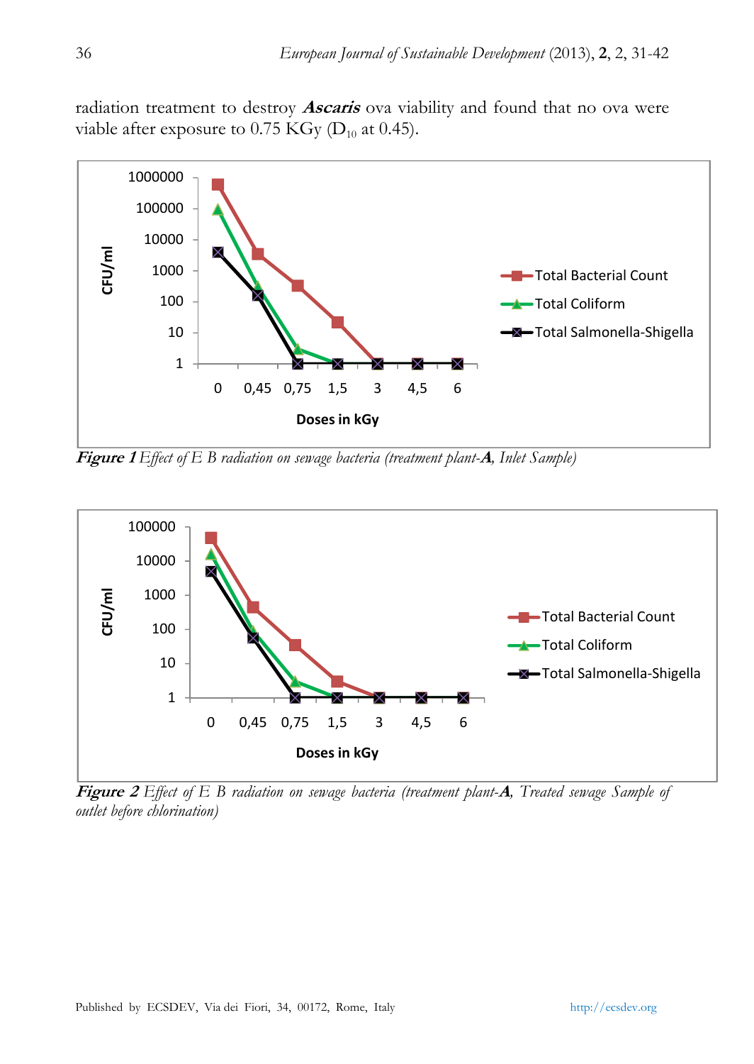radiation treatment to destroy ***Ascaris*** ova viability and found that no ova were viable after exposure to 0.75 KGy ($D_{10}$ at 0.45).

***Figure 1*** *Effect of E B radiation on sewage bacteria (treatment plant-**A**, Inlet Sample)*

***Figure 2*** *Effect of E B radiation on sewage bacteria (treatment plant-**A**, Treated sewage Sample of outlet before chlorination)*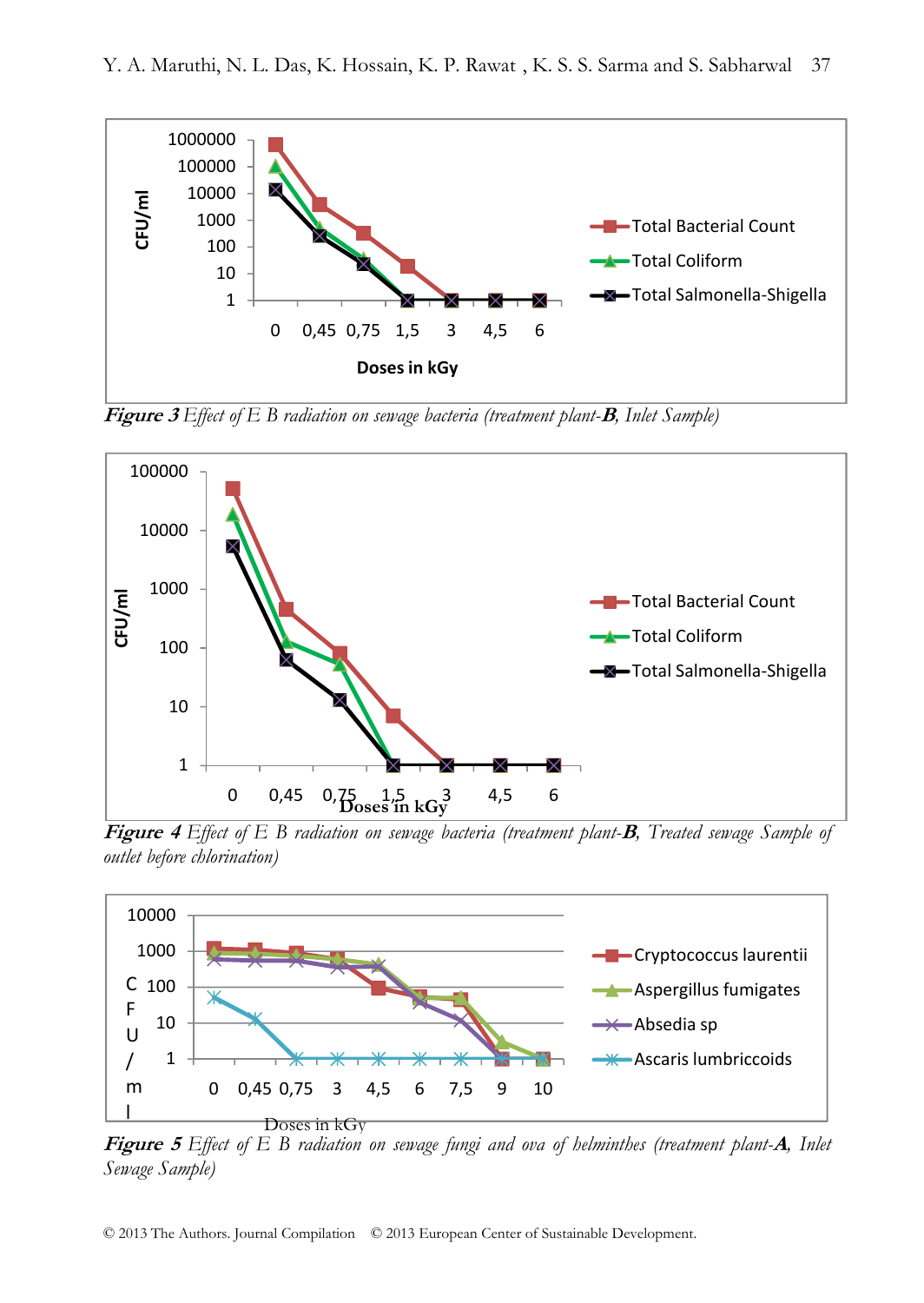Figure 3 Effect of E B radiation on sewage bacteria (treatment plant-**B**, Inlet Sample)

Figure 4 Effect of E B radiation on sewage bacteria (treatment plant-**B**, Treated sewage Sample of outlet before chlorination)

Figure 5 Effect of E B radiation on sewage fungi and ova of helminthes (treatment plant-**A**, Inlet Sewage Sample)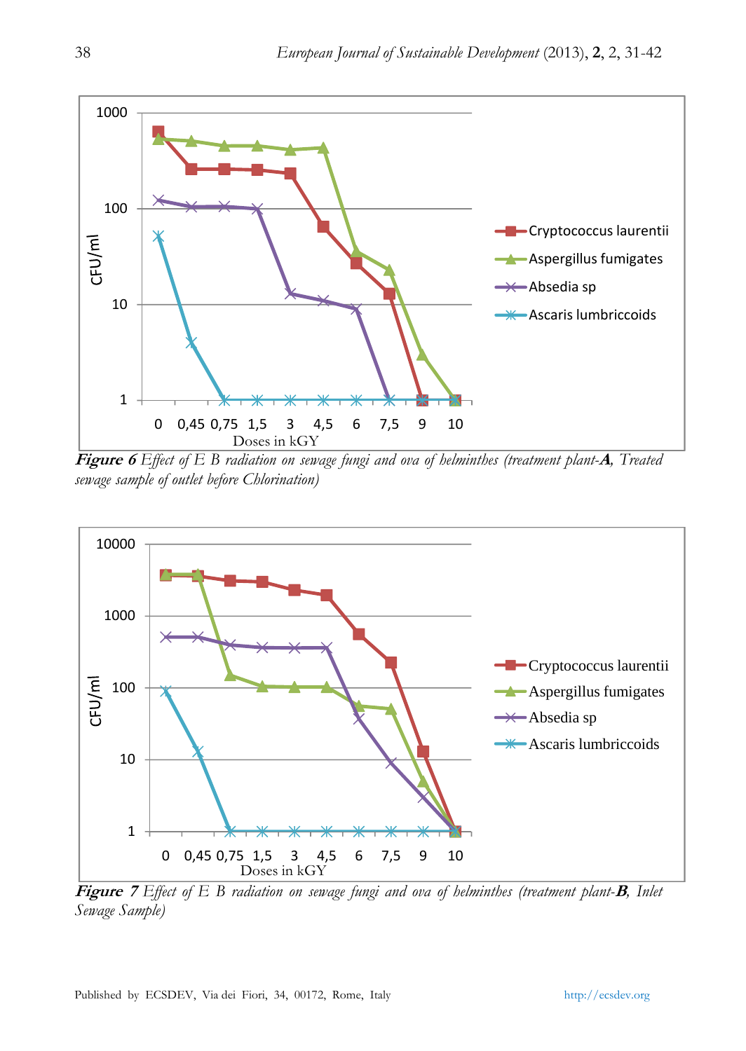***Figure 6*** *Effect of E B radiation on sewage fungi and ova of helminthes (treatment plant-**A**, Treated sewage sample of outlet before Chlorination)*

***Figure 7*** *Effect of E B radiation on sewage fungi and ova of helminthes (treatment plant-**B**, Inlet Sewage Sample)*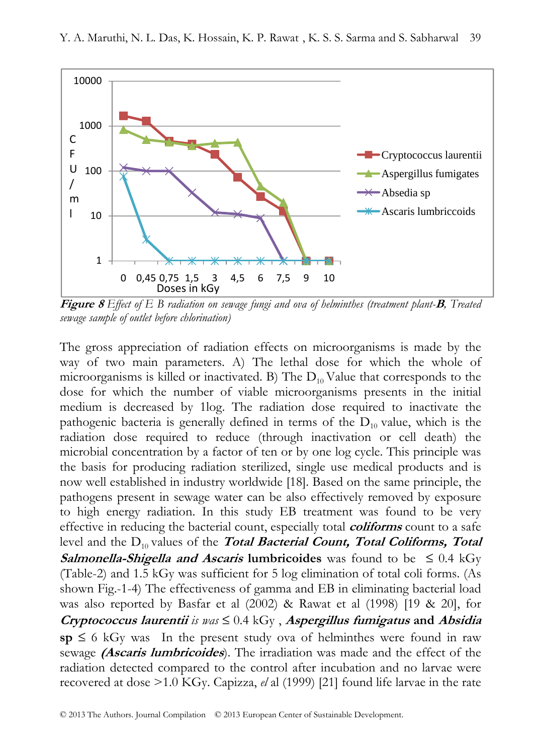**Figure 8** *Effect of E B radiation on sewage fungi and ova of helminthes (treatment plant-**B**, Treated sewage sample of outlet before chlorination)*

The gross appreciation of radiation effects on microorganisms is made by the way of two main parameters. A) The lethal dose for which the whole of microorganisms is killed or inactivated. B) The $D_{10}$ Value that corresponds to the dose for which the number of viable microorganisms presents in the initial medium is decreased by 1log. The radiation dose required to inactivate the pathogenic bacteria is generally defined in terms of the $D_{10}$ value, which is the radiation dose required to reduce (through inactivation or cell death) the microbial concentration by a factor of ten or by one log cycle. This principle was the basis for producing radiation sterilized, single use medical products and is now well established in industry worldwide [18]. Based on the same principle, the pathogens present in sewage water can be also effectively removed by exposure to high energy radiation. In this study EB treatment was found to be very effective in reducing the bacterial count, especially total ***coliforms*** count to a safe level and the $D_{10}$ values of the ***Total Bacterial Count, Total Coliforms, Total Salmonella-Shigella and Ascaris*** **lumbricoides** was found to be $\leq$ 0.4 kGy (Table-2) and 1.5 kGy was sufficient for 5 log elimination of total coli forms. (As shown Fig.-1-4) The effectiveness of gamma and EB in eliminating bacterial load was also reported by Basfar et al (2002) & Rawat et al (1998) [19 & 20], for ***Cryptococcus laurentii*** *is was* $\leq$ 0.4 kGy , ***Aspergillus fumigatus*** **and** ***Absidia*** **sp** $\leq$ 6 kGy was In the present study ova of helminthes were found in raw sewage ***(Ascaris lumbricoides***). The irradiation was made and the effect of the radiation detected compared to the control after incubation and no larvae were recovered at dose >1.0 KGy. Capizza, *el* al (1999) [21] found life larvae in the rate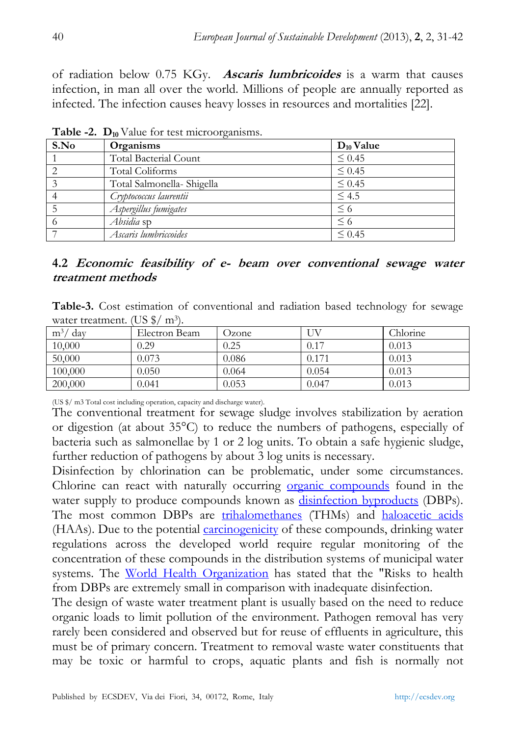of radiation below 0.75 KGy. ***Ascaris lumbricoides*** is a warm that causes infection, in man all over the world. Millions of people are annually reported as infected. The infection causes heavy losses in resources and mortalities [22].

**Table -2. $D_{10}$** Value for test microorganisms.

| S.No | Organisms | $D_{10}$ Value |
|---|---|---|
| 1 | Total Bacterial Count | ≤ 0.45 |
| 2 | Total Coliforms | ≤ 0.45 |
| 3 | Total Salmonella- Shigella | ≤ 0.45 |
| 4 | *Cryptococcus laurentii* | ≤ 4.5 |
| 5 | *Aspergillus fumigates* | ≤ 6 |
| 6 | *Absidia* sp | ≤ 6 |
| 7 | *Ascaris lumbriccoides* | ≤ 0.45 |

### 4.2 *Economic feasibility of e- beam over conventional sewage water treatment methods*

**Table-3.** Cost estimation of conventional and radiation based technology for sewage water treatment. (US $/ $m^3$).

| $m^3$/ day | Electron Beam | Ozone | UV | Chlorine |
|---|---|---|---|---|
| 10,000 | 0.29 | 0.25 | 0.17 | 0.013 |
| 50,000 | 0.073 | 0.086 | 0.171 | 0.013 |
| 100,000 | 0.050 | 0.064 | 0.054 | 0.013 |
| 200,000 | 0.041 | 0.053 | 0.047 | 0.013 |

(US $/ m3 Total cost including operation, capacity and discharge water).

The conventional treatment for sewage sludge involves stabilization by aeration or digestion (at about 35°C) to reduce the numbers of pathogens, especially of bacteria such as salmonellae by 1 or 2 log units. To obtain a safe hygienic sludge, further reduction of pathogens by about 3 log units is necessary.

Disinfection by chlorination can be problematic, under some circumstances. Chlorine can react with naturally occurring organic compounds found in the water supply to produce compounds known as disinfection byproducts (DBPs). The most common DBPs are trihalomethanes (THMs) and haloacetic acids (HAAs). Due to the potential carcinogenicity of these compounds, drinking water regulations across the developed world require regular monitoring of the concentration of these compounds in the distribution systems of municipal water systems. The World Health Organization has stated that the "Risks to health from DBPs are extremely small in comparison with inadequate disinfection.

The design of waste water treatment plant is usually based on the need to reduce organic loads to limit pollution of the environment. Pathogen removal has very rarely been considered and observed but for reuse of effluents in agriculture, this must be of primary concern. Treatment to removal waste water constituents that may be toxic or harmful to crops, aquatic plants and fish is normally not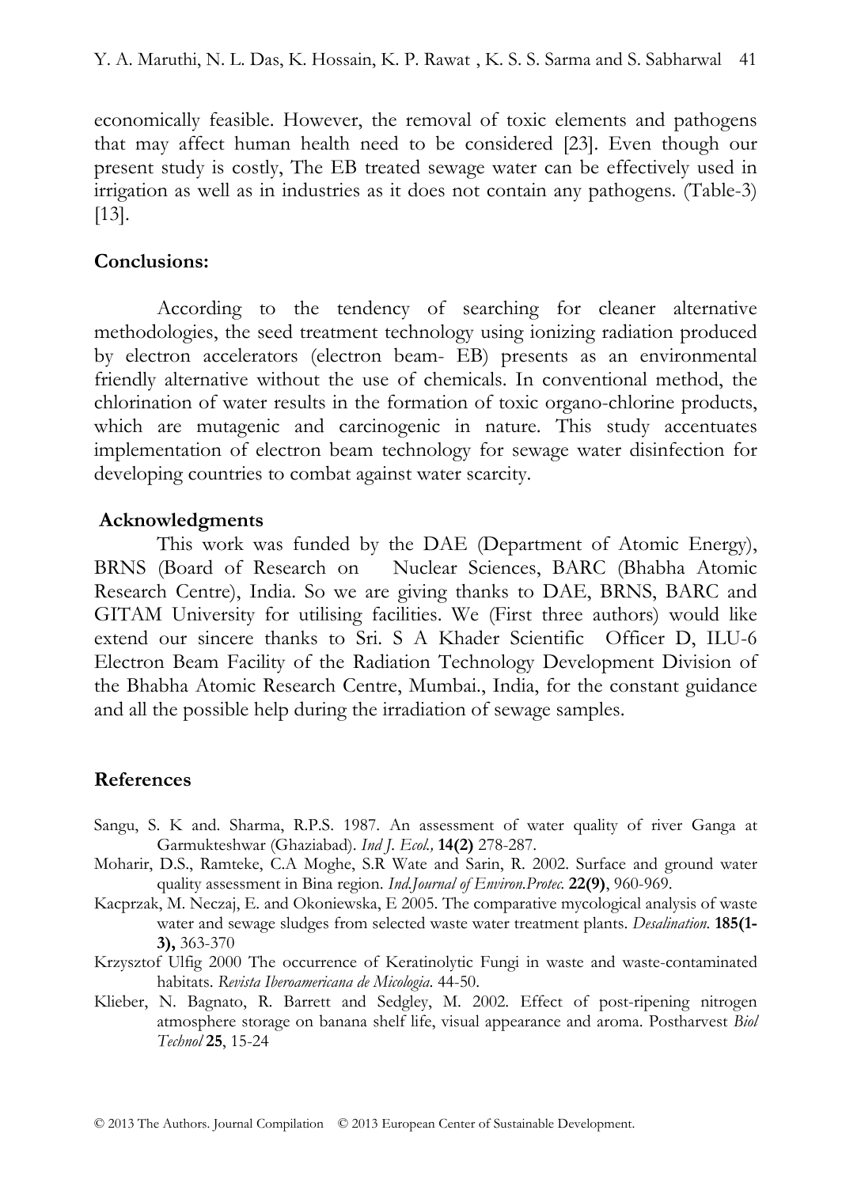economically feasible. However, the removal of toxic elements and pathogens that may affect human health need to be considered [23]. Even though our present study is costly, The EB treated sewage water can be effectively used in irrigation as well as in industries as it does not contain any pathogens. (Table-3) [13].

## Conclusions:

According to the tendency of searching for cleaner alternative methodologies, the seed treatment technology using ionizing radiation produced by electron accelerators (electron beam- EB) presents as an environmental friendly alternative without the use of chemicals. In conventional method, the chlorination of water results in the formation of toxic organo-chlorine products, which are mutagenic and carcinogenic in nature. This study accentuates implementation of electron beam technology for sewage water disinfection for developing countries to combat against water scarcity.

## Acknowledgments

This work was funded by the DAE (Department of Atomic Energy), BRNS (Board of Research on Nuclear Sciences, BARC (Bhabha Atomic Research Centre), India. So we are giving thanks to DAE, BRNS, BARC and GITAM University for utilising facilities. We (First three authors) would like extend our sincere thanks to Sri. S A Khader Scientific Officer D, ILU-6 Electron Beam Facility of the Radiation Technology Development Division of the Bhabha Atomic Research Centre, Mumbai., India, for the constant guidance and all the possible help during the irradiation of sewage samples.

## References

Sangu, S. K and. Sharma, R.P.S. 1987. An assessment of water quality of river Ganga at Garmukteshwar (Ghaziabad). *Ind J. Ecol.,* **14(2)** 278-287.

Moharir, D.S., Ramteke, C.A Moghe, S.R Wate and Sarin, R. 2002. Surface and ground water quality assessment in Bina region. *Ind.Journal of Environ.Protec.* **22(9)**, 960-969.

Kacprzak, M. Neczaj, E. and Okoniewska, E 2005. The comparative mycological analysis of waste water and sewage sludges from selected waste water treatment plants. *Desalination.* **185(1-3),** 363-370

Krzysztof Ulfig 2000 The occurrence of Keratinolytic Fungi in waste and waste-contaminated habitats. *Revista Iberoamericana de Micologia*. 44-50.

Klieber, N. Bagnato, R. Barrett and Sedgley, M. 2002. Effect of post-ripening nitrogen atmosphere storage on banana shelf life, visual appearance and aroma. Postharvest *Biol Technol* **25**, 15-24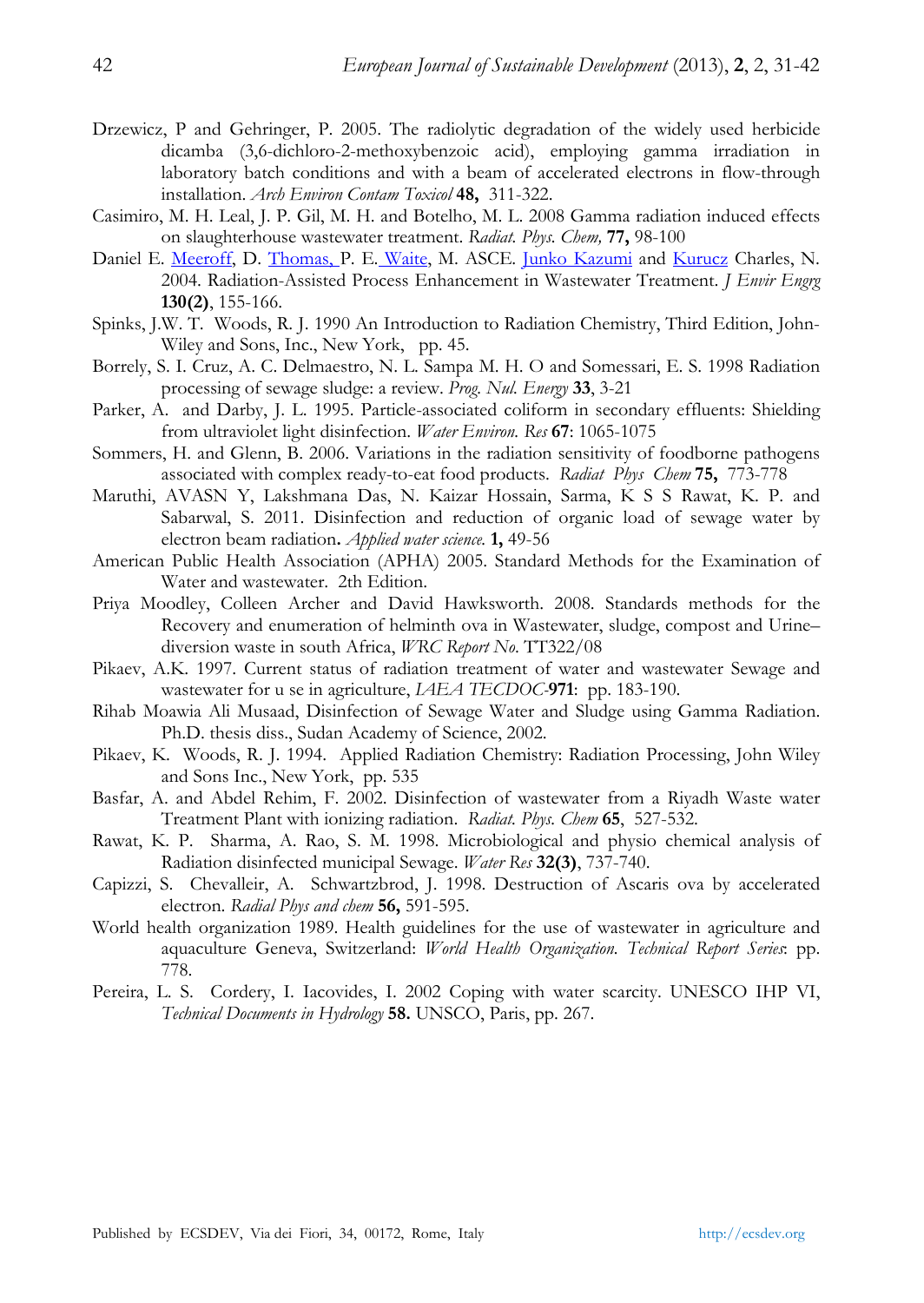Drzewicz, P and Gehringer, P. 2005. The radiolytic degradation of the widely used herbicide dicamba (3,6-dichloro-2-methoxybenzoic acid), employing gamma irradiation in laboratory batch conditions and with a beam of accelerated electrons in flow-through installation. *Arch Environ Contam Toxicol* **48,** 311-322.

Casimiro, M. H. Leal, J. P. Gil, M. H. and Botelho, M. L. 2008 Gamma radiation induced effects on slaughterhouse wastewater treatment. *Radiat. Phys. Chem,* **77,** 98-100

Daniel E. Meeroff, D. Thomas, P. E. Waite, M. ASCE. Junko Kazumi and Kurucz Charles, N. 2004. Radiation-Assisted Process Enhancement in Wastewater Treatment. *J Envir Engrg* **130(2)**, 155-166.

Spinks, J.W. T. Woods, R. J. 1990 An Introduction to Radiation Chemistry, Third Edition, John-Wiley and Sons, Inc., New York, pp. 45.

Borrely, S. I. Cruz, A. C. Delmaestro, N. L. Sampa M. H. O and Somessari, E. S. 1998 Radiation processing of sewage sludge: a review. *Prog. Nul. Energy* **33**, 3-21

Parker, A. and Darby, J. L. 1995. Particle-associated coliform in secondary effluents: Shielding from ultraviolet light disinfection. *Water Environ. Res* **67**: 1065-1075

Sommers, H. and Glenn, B. 2006. Variations in the radiation sensitivity of foodborne pathogens associated with complex ready-to-eat food products. *Radiat Phys Chem* **75,** 773-778

Maruthi, AVASN Y, Lakshmana Das, N. Kaizar Hossain, Sarma, K S S Rawat, K. P. and Sabarwal, S. 2011. Disinfection and reduction of organic load of sewage water by electron beam radiation**.** *Applied water science.* **1,** 49-56

American Public Health Association (APHA) 2005. Standard Methods for the Examination of Water and wastewater. 2th Edition.

Priya Moodley, Colleen Archer and David Hawksworth. 2008. Standards methods for the Recovery and enumeration of helminth ova in Wastewater, sludge, compost and Urine–diversion waste in south Africa, *WRC Report No.* TT322/08

Pikaev, A.K. 1997. Current status of radiation treatment of water and wastewater Sewage and wastewater for u se in agriculture, *IAEA TECDOC*-**971**: pp. 183-190.

Rihab Moawia Ali Musaad, Disinfection of Sewage Water and Sludge using Gamma Radiation. Ph.D. thesis diss., Sudan Academy of Science, 2002.

Pikaev, K. Woods, R. J. 1994. Applied Radiation Chemistry: Radiation Processing, John Wiley and Sons Inc., New York, pp. 535

Basfar, A. and Abdel Rehim, F. 2002. Disinfection of wastewater from a Riyadh Waste water Treatment Plant with ionizing radiation. *Radiat. Phys. Chem* **65**, 527-532.

Rawat, K. P. Sharma, A. Rao, S. M. 1998. Microbiological and physio chemical analysis of Radiation disinfected municipal Sewage. *Water Res* **32(3)**, 737-740.

Capizzi, S. Chevalleir, A. Schwartzbrod, J. 1998. Destruction of Ascaris ova by accelerated electron. *Radial Phys and chem* **56,** 591-595.

World health organization 1989. Health guidelines for the use of wastewater in agriculture and aquaculture Geneva, Switzerland: *World Health Organization. Technical Report Series*: pp. 778.

Pereira, L. S. Cordery, I. Iacovides, I. 2002 Coping with water scarcity. UNESCO IHP VI, *Technical Documents in Hydrology* **58.** UNSCO, Paris, pp. 267.